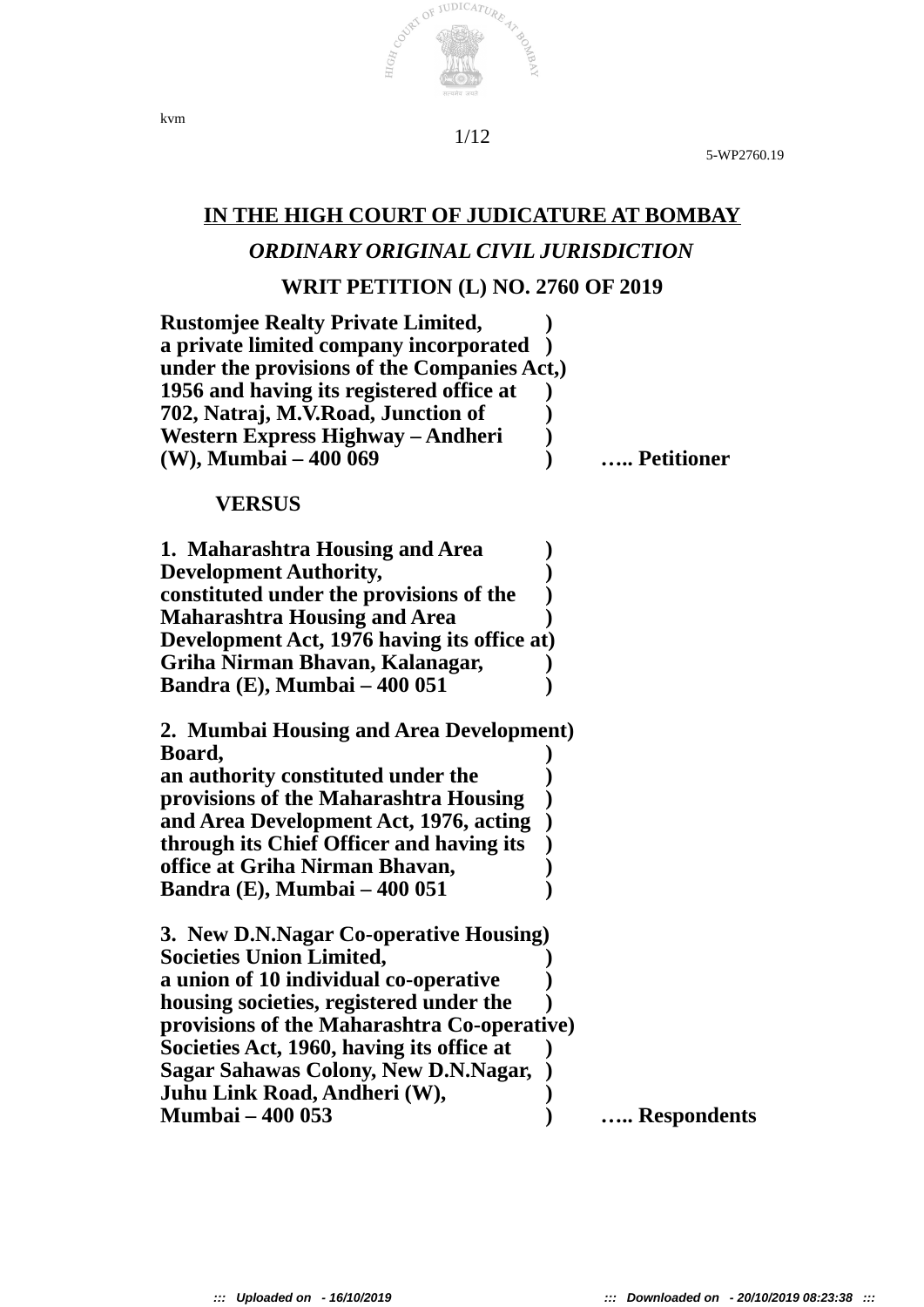**IN THE HIGH COURT OF JUDICATURE AT BOMBAY**

***ORDINARY ORIGINAL CIVIL JURISDICTION***

**WRIT PETITION (L) NO. 2760 OF 2019**

**Rustomjee Realty Private Limited, )**
**a private limited company incorporated )**
**under the provisions of the Companies Act,)**
**1956 and having its registered office at )**
**702, Natraj, M.V.Road, Junction of )**
**Western Express Highway – Andheri )**
**(W), Mumbai – 400 069 ) ….. Petitioner**

**VERSUS**

**1. Maharashtra Housing and Area )**
**Development Authority, )**
**constituted under the provisions of the )**
**Maharashtra Housing and Area )**
**Development Act, 1976 having its office at)**
**Griha Nirman Bhavan, Kalanagar, )**
**Bandra (E), Mumbai – 400 051 )**

**2. Mumbai Housing and Area Development)**
**Board, )**
**an authority constituted under the )**
**provisions of the Maharashtra Housing )**
**and Area Development Act, 1976, acting )**
**through its Chief Officer and having its )**
**office at Griha Nirman Bhavan, )**
**Bandra (E), Mumbai – 400 051 )**

**3. New D.N.Nagar Co-operative Housing)**
**Societies Union Limited, )**
**a union of 10 individual co-operative )**
**housing societies, registered under the )**
**provisions of the Maharashtra Co-operative)**
**Societies Act, 1960, having its office at )**
**Sagar Sahawas Colony, New D.N.Nagar, )**
**Juhu Link Road, Andheri (W), )**
**Mumbai – 400 053 ) ….. Respondents**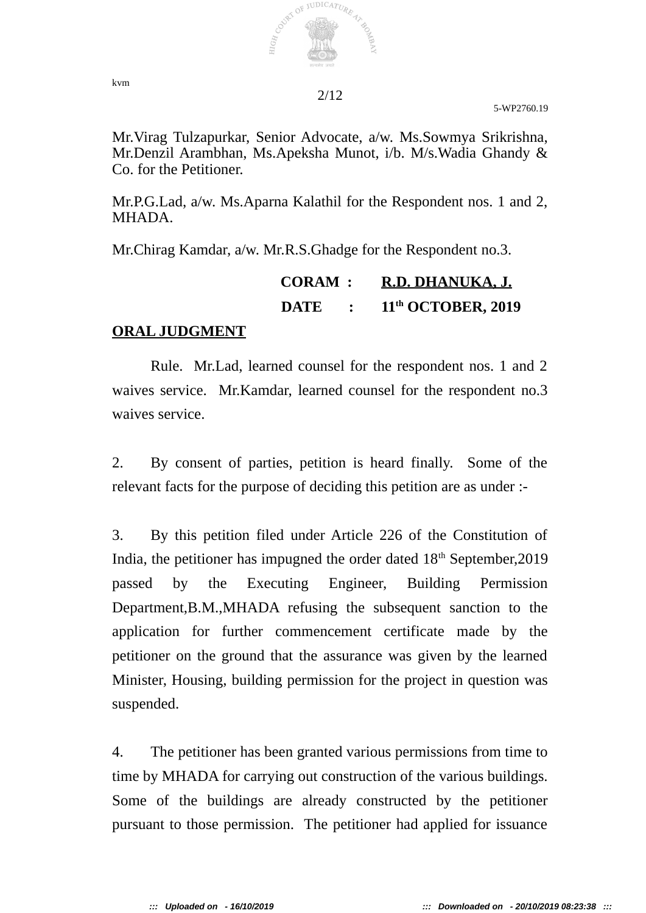Mr.Virag Tulzapurkar, Senior Advocate, a/w. Ms.Sowmya Srikrishna, Mr.Denzil Arambhan, Ms.Apeksha Munot, i/b. M/s.Wadia Ghandy & Co. for the Petitioner.

Mr.P.G.Lad, a/w. Ms.Aparna Kalathil for the Respondent nos. 1 and 2, MHADA.

Mr.Chirag Kamdar, a/w. Mr.R.S.Ghadge for the Respondent no.3.

**CORAM : R.D. DHANUKA, J.**

**DATE : 11th OCTOBER, 2019**

**ORAL JUDGMENT**

Rule. Mr.Lad, learned counsel for the respondent nos. 1 and 2 waives service. Mr.Kamdar, learned counsel for the respondent no.3 waives service.

2. By consent of parties, petition is heard finally. Some of the relevant facts for the purpose of deciding this petition are as under :-

3. By this petition filed under Article 226 of the Constitution of India, the petitioner has impugned the order dated 18th September,2019 passed by the Executing Engineer, Building Permission Department,B.M.,MHADA refusing the subsequent sanction to the application for further commencement certificate made by the petitioner on the ground that the assurance was given by the learned Minister, Housing, building permission for the project in question was suspended.

4. The petitioner has been granted various permissions from time to time by MHADA for carrying out construction of the various buildings. Some of the buildings are already constructed by the petitioner pursuant to those permission. The petitioner had applied for issuance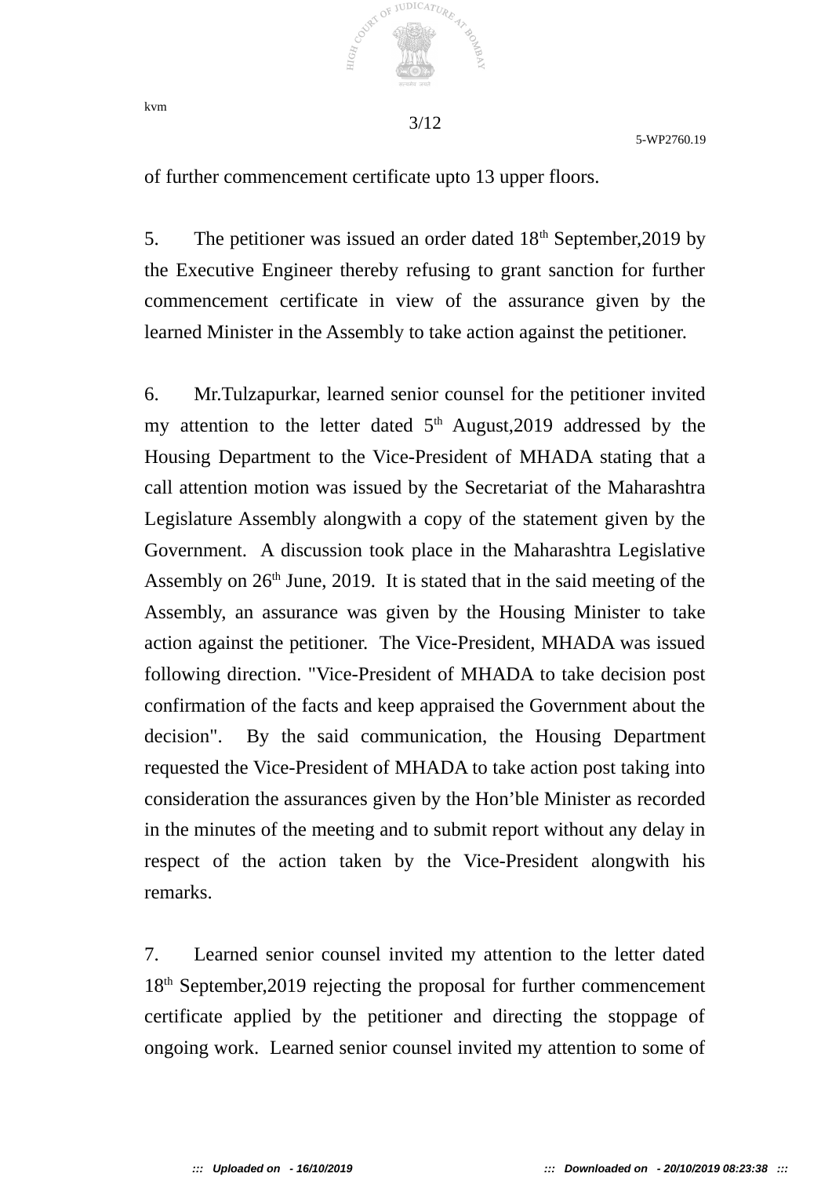of further commencement certificate upto 13 upper floors.

5. The petitioner was issued an order dated 18th September,2019 by the Executive Engineer thereby refusing to grant sanction for further commencement certificate in view of the assurance given by the learned Minister in the Assembly to take action against the petitioner.

6. Mr.Tulzapurkar, learned senior counsel for the petitioner invited my attention to the letter dated 5th August,2019 addressed by the Housing Department to the Vice-President of MHADA stating that a call attention motion was issued by the Secretariat of the Maharashtra Legislature Assembly alongwith a copy of the statement given by the Government. A discussion took place in the Maharashtra Legislative Assembly on 26th June, 2019. It is stated that in the said meeting of the Assembly, an assurance was given by the Housing Minister to take action against the petitioner. The Vice-President, MHADA was issued following direction. "Vice-President of MHADA to take decision post confirmation of the facts and keep appraised the Government about the decision". By the said communication, the Housing Department requested the Vice-President of MHADA to take action post taking into consideration the assurances given by the Hon'ble Minister as recorded in the minutes of the meeting and to submit report without any delay in respect of the action taken by the Vice-President alongwith his remarks.

7. Learned senior counsel invited my attention to the letter dated 18th September,2019 rejecting the proposal for further commencement certificate applied by the petitioner and directing the stoppage of ongoing work. Learned senior counsel invited my attention to some of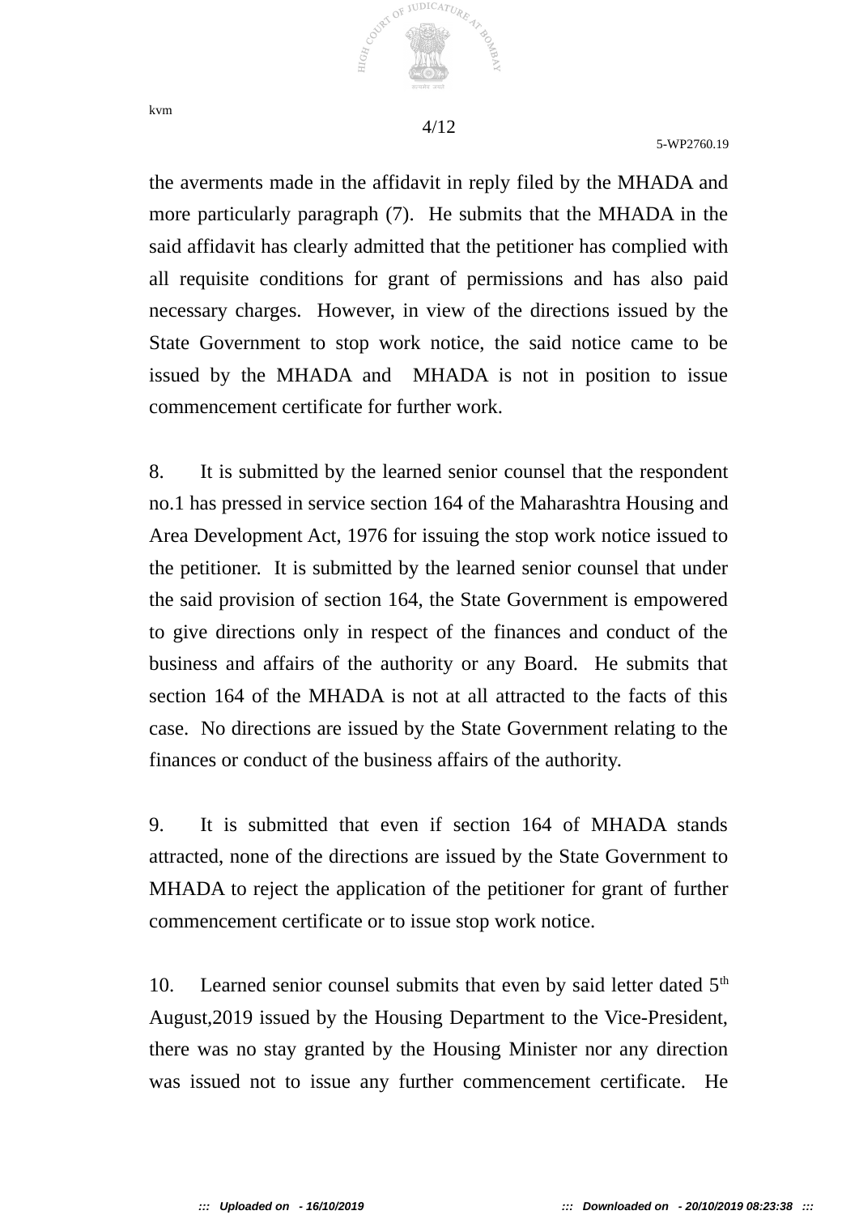the averments made in the affidavit in reply filed by the MHADA and more particularly paragraph (7). He submits that the MHADA in the said affidavit has clearly admitted that the petitioner has complied with all requisite conditions for grant of permissions and has also paid necessary charges. However, in view of the directions issued by the State Government to stop work notice, the said notice came to be issued by the MHADA and MHADA is not in position to issue commencement certificate for further work.

8. It is submitted by the learned senior counsel that the respondent no.1 has pressed in service section 164 of the Maharashtra Housing and Area Development Act, 1976 for issuing the stop work notice issued to the petitioner. It is submitted by the learned senior counsel that under the said provision of section 164, the State Government is empowered to give directions only in respect of the finances and conduct of the business and affairs of the authority or any Board. He submits that section 164 of the MHADA is not at all attracted to the facts of this case. No directions are issued by the State Government relating to the finances or conduct of the business affairs of the authority.

9. It is submitted that even if section 164 of MHADA stands attracted, none of the directions are issued by the State Government to MHADA to reject the application of the petitioner for grant of further commencement certificate or to issue stop work notice.

10. Learned senior counsel submits that even by said letter dated 5th August,2019 issued by the Housing Department to the Vice-President, there was no stay granted by the Housing Minister nor any direction was issued not to issue any further commencement certificate. He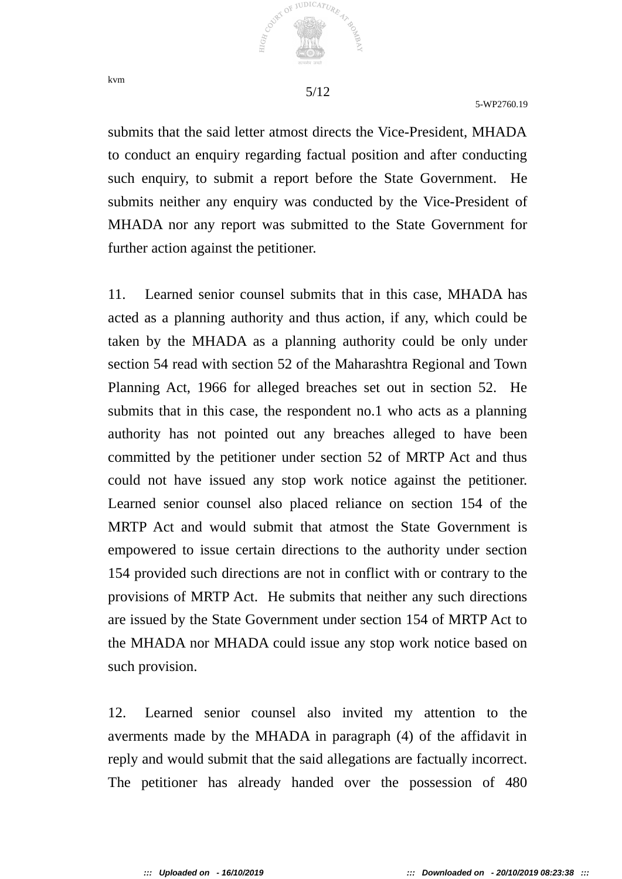submits that the said letter atmost directs the Vice-President, MHADA to conduct an enquiry regarding factual position and after conducting such enquiry, to submit a report before the State Government. He submits neither any enquiry was conducted by the Vice-President of MHADA nor any report was submitted to the State Government for further action against the petitioner.

11. Learned senior counsel submits that in this case, MHADA has acted as a planning authority and thus action, if any, which could be taken by the MHADA as a planning authority could be only under section 54 read with section 52 of the Maharashtra Regional and Town Planning Act, 1966 for alleged breaches set out in section 52. He submits that in this case, the respondent no.1 who acts as a planning authority has not pointed out any breaches alleged to have been committed by the petitioner under section 52 of MRTP Act and thus could not have issued any stop work notice against the petitioner. Learned senior counsel also placed reliance on section 154 of the MRTP Act and would submit that atmost the State Government is empowered to issue certain directions to the authority under section 154 provided such directions are not in conflict with or contrary to the provisions of MRTP Act. He submits that neither any such directions are issued by the State Government under section 154 of MRTP Act to the MHADA nor MHADA could issue any stop work notice based on such provision.

12. Learned senior counsel also invited my attention to the averments made by the MHADA in paragraph (4) of the affidavit in reply and would submit that the said allegations are factually incorrect. The petitioner has already handed over the possession of 480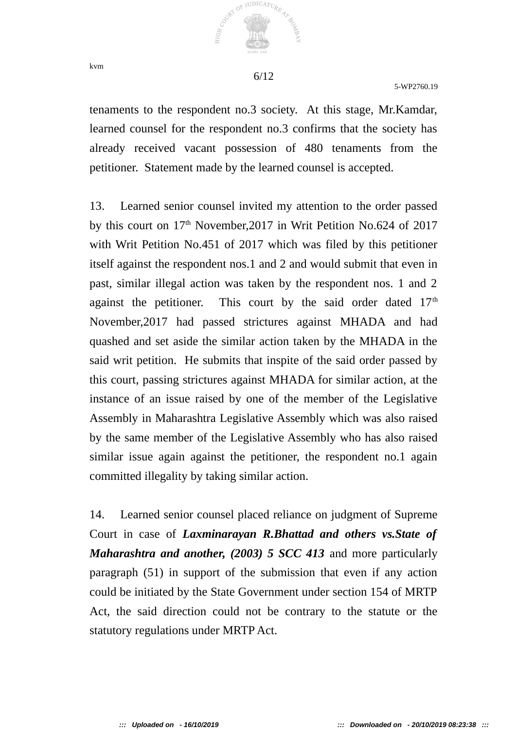tenaments to the respondent no.3 society. At this stage, Mr.Kamdar, learned counsel for the respondent no.3 confirms that the society has already received vacant possession of 480 tenaments from the petitioner. Statement made by the learned counsel is accepted.

13. Learned senior counsel invited my attention to the order passed by this court on 17th November,2017 in Writ Petition No.624 of 2017 with Writ Petition No.451 of 2017 which was filed by this petitioner itself against the respondent nos.1 and 2 and would submit that even in past, similar illegal action was taken by the respondent nos. 1 and 2 against the petitioner. This court by the said order dated 17th November,2017 had passed strictures against MHADA and had quashed and set aside the similar action taken by the MHADA in the said writ petition. He submits that inspite of the said order passed by this court, passing strictures against MHADA for similar action, at the instance of an issue raised by one of the member of the Legislative Assembly in Maharashtra Legislative Assembly which was also raised by the same member of the Legislative Assembly who has also raised similar issue again against the petitioner, the respondent no.1 again committed illegality by taking similar action.

14. Learned senior counsel placed reliance on judgment of Supreme Court in case of ***Laxminarayan R.Bhattad and others vs.State of Maharashtra and another, (2003) 5 SCC 413*** and more particularly paragraph (51) in support of the submission that even if any action could be initiated by the State Government under section 154 of MRTP Act, the said direction could not be contrary to the statute or the statutory regulations under MRTP Act.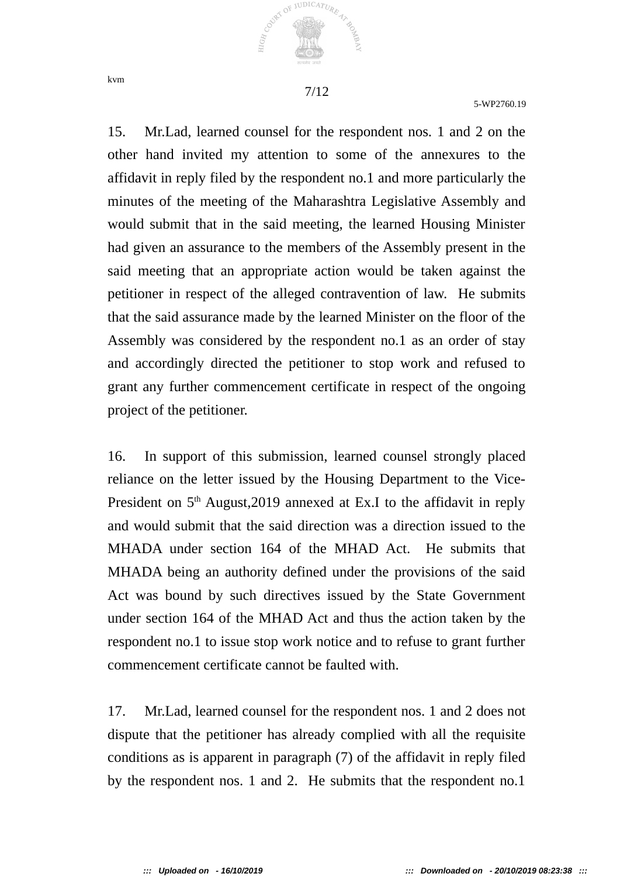15. Mr.Lad, learned counsel for the respondent nos. 1 and 2 on the other hand invited my attention to some of the annexures to the affidavit in reply filed by the respondent no.1 and more particularly the minutes of the meeting of the Maharashtra Legislative Assembly and would submit that in the said meeting, the learned Housing Minister had given an assurance to the members of the Assembly present in the said meeting that an appropriate action would be taken against the petitioner in respect of the alleged contravention of law. He submits that the said assurance made by the learned Minister on the floor of the Assembly was considered by the respondent no.1 as an order of stay and accordingly directed the petitioner to stop work and refused to grant any further commencement certificate in respect of the ongoing project of the petitioner.

16. In support of this submission, learned counsel strongly placed reliance on the letter issued by the Housing Department to the Vice-President on 5th August,2019 annexed at Ex.I to the affidavit in reply and would submit that the said direction was a direction issued to the MHADA under section 164 of the MHAD Act. He submits that MHADA being an authority defined under the provisions of the said Act was bound by such directives issued by the State Government under section 164 of the MHAD Act and thus the action taken by the respondent no.1 to issue stop work notice and to refuse to grant further commencement certificate cannot be faulted with.

17. Mr.Lad, learned counsel for the respondent nos. 1 and 2 does not dispute that the petitioner has already complied with all the requisite conditions as is apparent in paragraph (7) of the affidavit in reply filed by the respondent nos. 1 and 2. He submits that the respondent no.1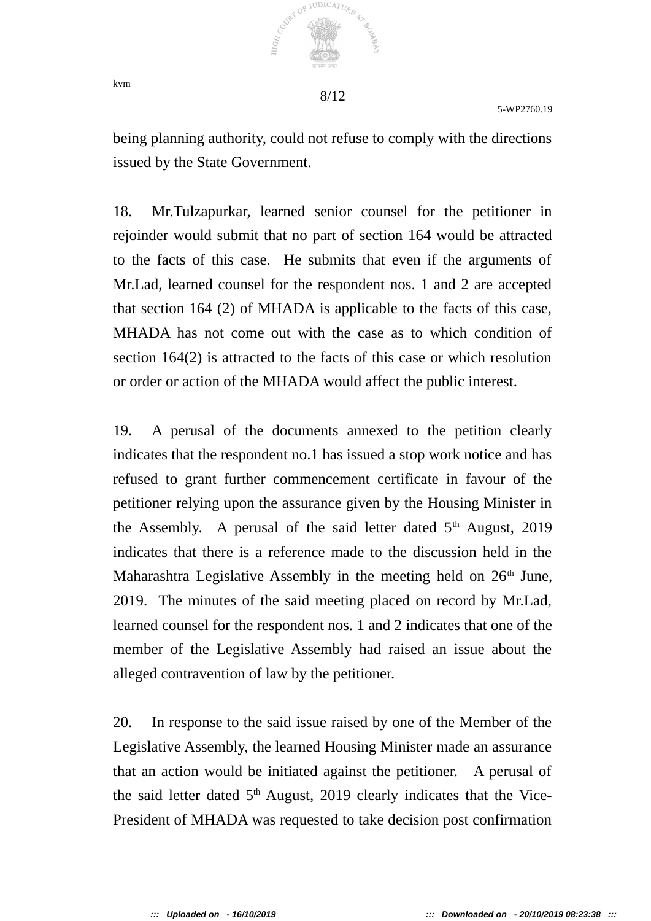being planning authority, could not refuse to comply with the directions issued by the State Government.

18. Mr.Tulzapurkar, learned senior counsel for the petitioner in rejoinder would submit that no part of section 164 would be attracted to the facts of this case. He submits that even if the arguments of Mr.Lad, learned counsel for the respondent nos. 1 and 2 are accepted that section 164 (2) of MHADA is applicable to the facts of this case, MHADA has not come out with the case as to which condition of section 164(2) is attracted to the facts of this case or which resolution or order or action of the MHADA would affect the public interest.

19. A perusal of the documents annexed to the petition clearly indicates that the respondent no.1 has issued a stop work notice and has refused to grant further commencement certificate in favour of the petitioner relying upon the assurance given by the Housing Minister in the Assembly. A perusal of the said letter dated 5th August, 2019 indicates that there is a reference made to the discussion held in the Maharashtra Legislative Assembly in the meeting held on 26th June, 2019. The minutes of the said meeting placed on record by Mr.Lad, learned counsel for the respondent nos. 1 and 2 indicates that one of the member of the Legislative Assembly had raised an issue about the alleged contravention of law by the petitioner.

20. In response to the said issue raised by one of the Member of the Legislative Assembly, the learned Housing Minister made an assurance that an action would be initiated against the petitioner. A perusal of the said letter dated 5th August, 2019 clearly indicates that the Vice-President of MHADA was requested to take decision post confirmation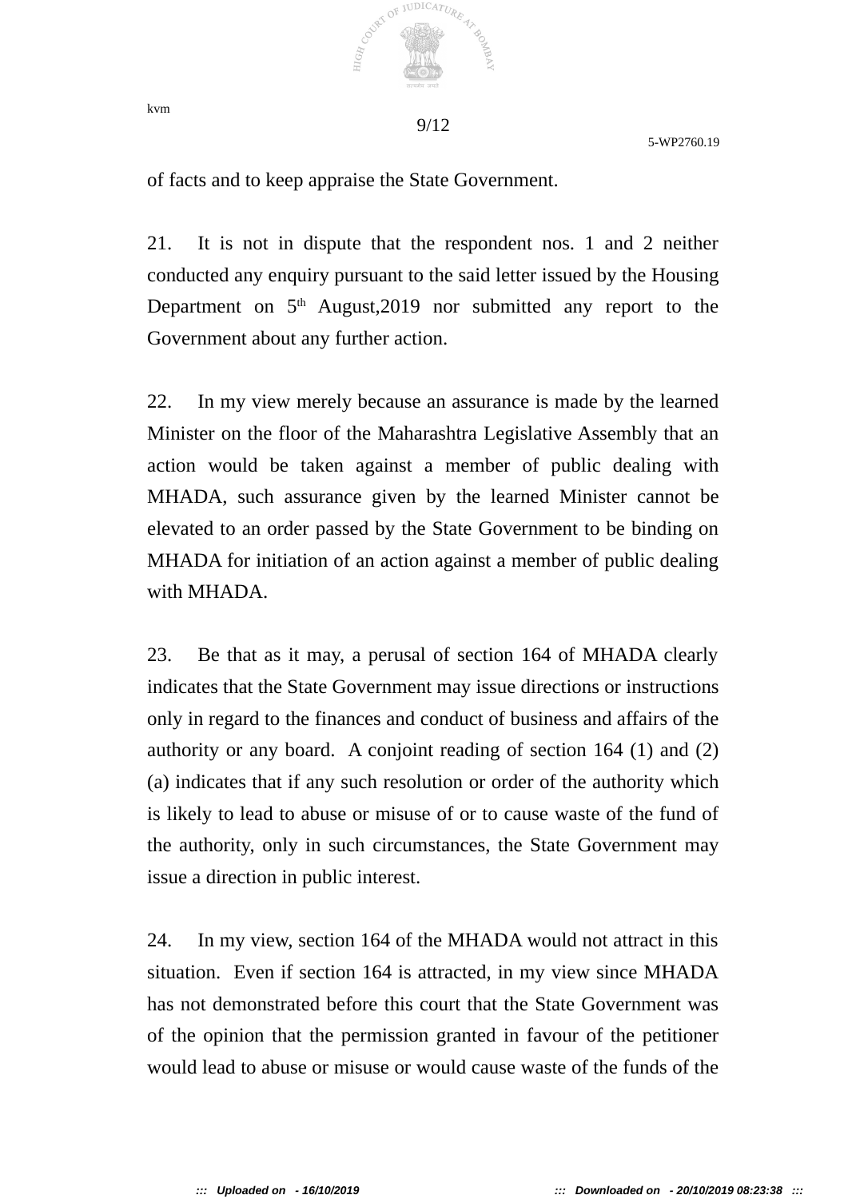of facts and to keep appraise the State Government.

21. It is not in dispute that the respondent nos. 1 and 2 neither conducted any enquiry pursuant to the said letter issued by the Housing Department on 5th August,2019 nor submitted any report to the Government about any further action.

22. In my view merely because an assurance is made by the learned Minister on the floor of the Maharashtra Legislative Assembly that an action would be taken against a member of public dealing with MHADA, such assurance given by the learned Minister cannot be elevated to an order passed by the State Government to be binding on MHADA for initiation of an action against a member of public dealing with MHADA.

23. Be that as it may, a perusal of section 164 of MHADA clearly indicates that the State Government may issue directions or instructions only in regard to the finances and conduct of business and affairs of the authority or any board. A conjoint reading of section 164 (1) and (2)(a) indicates that if any such resolution or order of the authority which is likely to lead to abuse or misuse of or to cause waste of the fund of the authority, only in such circumstances, the State Government may issue a direction in public interest.

24. In my view, section 164 of the MHADA would not attract in this situation. Even if section 164 is attracted, in my view since MHADA has not demonstrated before this court that the State Government was of the opinion that the permission granted in favour of the petitioner would lead to abuse or misuse or would cause waste of the funds of the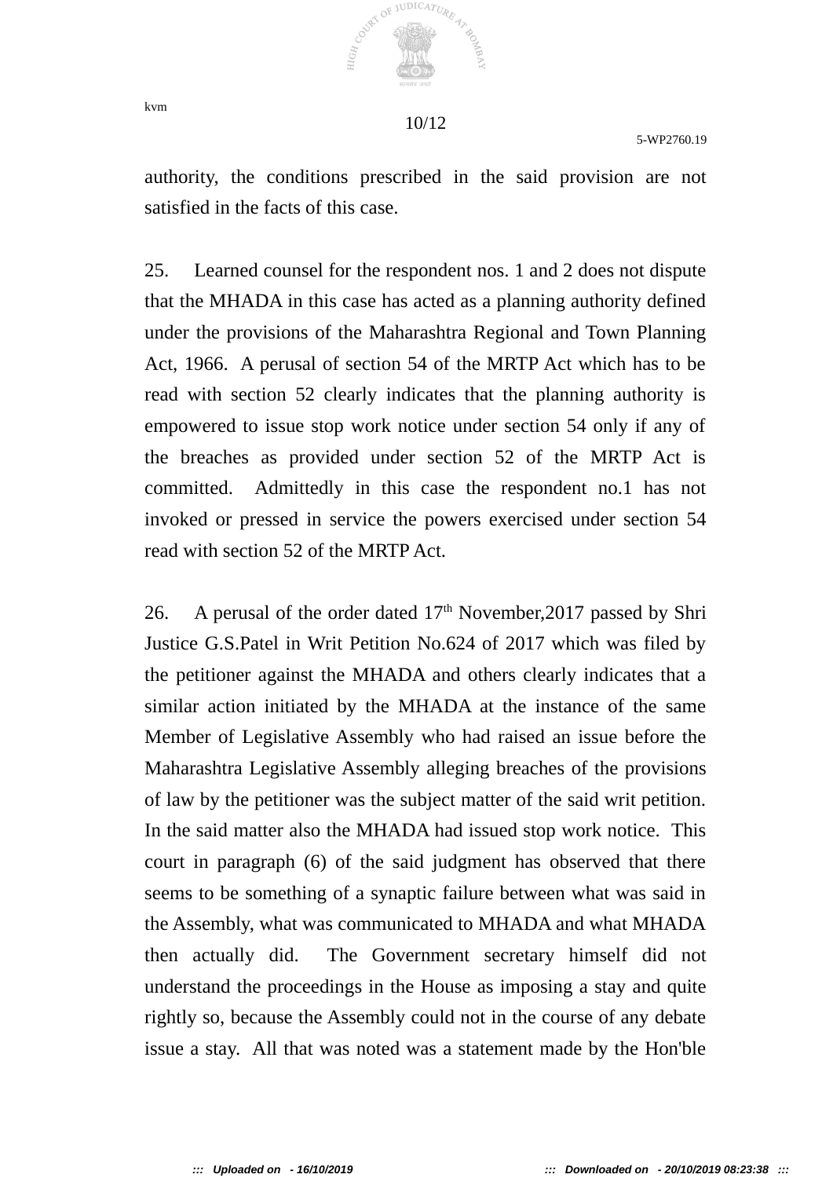authority, the conditions prescribed in the said provision are not satisfied in the facts of this case.

25. Learned counsel for the respondent nos. 1 and 2 does not dispute that the MHADA in this case has acted as a planning authority defined under the provisions of the Maharashtra Regional and Town Planning Act, 1966. A perusal of section 54 of the MRTP Act which has to be read with section 52 clearly indicates that the planning authority is empowered to issue stop work notice under section 54 only if any of the breaches as provided under section 52 of the MRTP Act is committed. Admittedly in this case the respondent no.1 has not invoked or pressed in service the powers exercised under section 54 read with section 52 of the MRTP Act.

26. A perusal of the order dated 17th November,2017 passed by Shri Justice G.S.Patel in Writ Petition No.624 of 2017 which was filed by the petitioner against the MHADA and others clearly indicates that a similar action initiated by the MHADA at the instance of the same Member of Legislative Assembly who had raised an issue before the Maharashtra Legislative Assembly alleging breaches of the provisions of law by the petitioner was the subject matter of the said writ petition. In the said matter also the MHADA had issued stop work notice. This court in paragraph (6) of the said judgment has observed that there seems to be something of a synaptic failure between what was said in the Assembly, what was communicated to MHADA and what MHADA then actually did. The Government secretary himself did not understand the proceedings in the House as imposing a stay and quite rightly so, because the Assembly could not in the course of any debate issue a stay. All that was noted was a statement made by the Hon'ble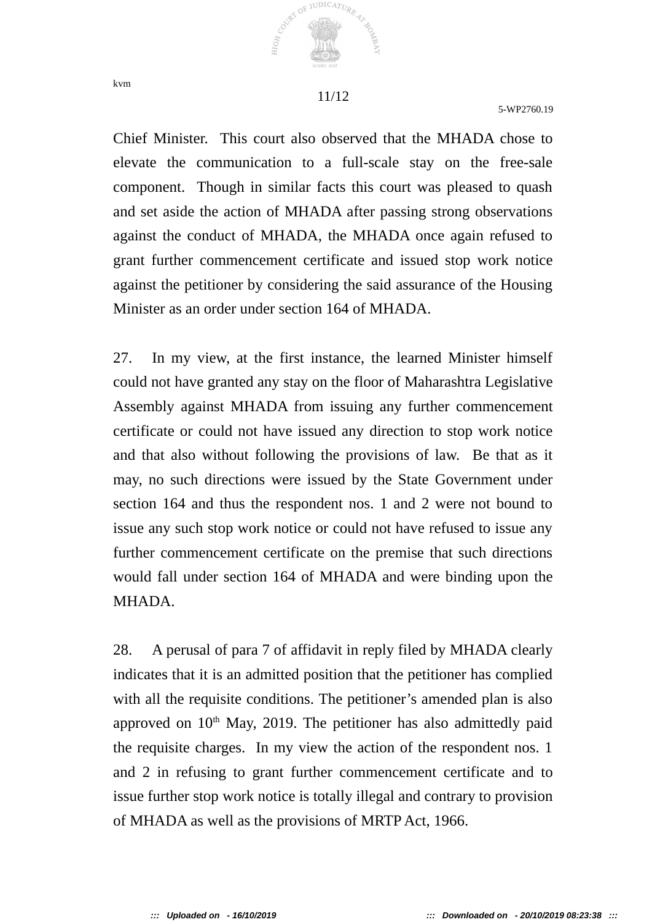Chief Minister. This court also observed that the MHADA chose to elevate the communication to a full-scale stay on the free-sale component. Though in similar facts this court was pleased to quash and set aside the action of MHADA after passing strong observations against the conduct of MHADA, the MHADA once again refused to grant further commencement certificate and issued stop work notice against the petitioner by considering the said assurance of the Housing Minister as an order under section 164 of MHADA.

27. In my view, at the first instance, the learned Minister himself could not have granted any stay on the floor of Maharashtra Legislative Assembly against MHADA from issuing any further commencement certificate or could not have issued any direction to stop work notice and that also without following the provisions of law. Be that as it may, no such directions were issued by the State Government under section 164 and thus the respondent nos. 1 and 2 were not bound to issue any such stop work notice or could not have refused to issue any further commencement certificate on the premise that such directions would fall under section 164 of MHADA and were binding upon the MHADA.

28. A perusal of para 7 of affidavit in reply filed by MHADA clearly indicates that it is an admitted position that the petitioner has complied with all the requisite conditions. The petitioner's amended plan is also approved on 10th May, 2019. The petitioner has also admittedly paid the requisite charges. In my view the action of the respondent nos. 1 and 2 in refusing to grant further commencement certificate and to issue further stop work notice is totally illegal and contrary to provision of MHADA as well as the provisions of MRTP Act, 1966.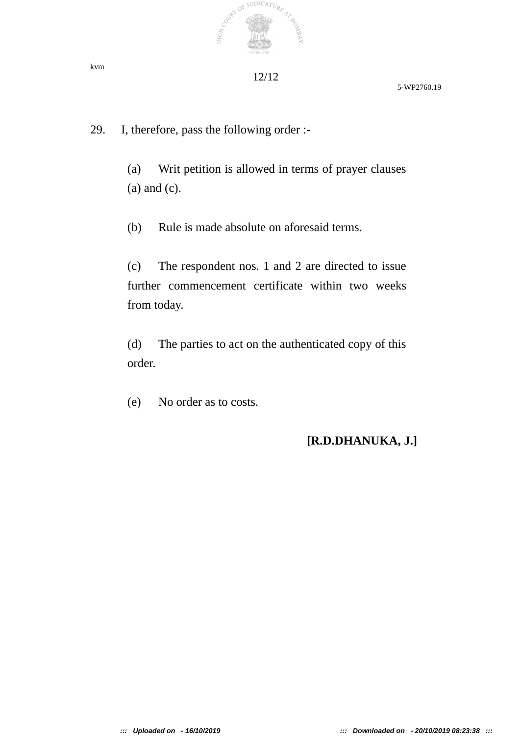29. I, therefore, pass the following order :-

(a) Writ petition is allowed in terms of prayer clauses (a) and (c).

(b) Rule is made absolute on aforesaid terms.

(c) The respondent nos. 1 and 2 are directed to issue further commencement certificate within two weeks from today.

(d) The parties to act on the authenticated copy of this order.

(e) No order as to costs.

**[R.D.DHANUKA, J.]**